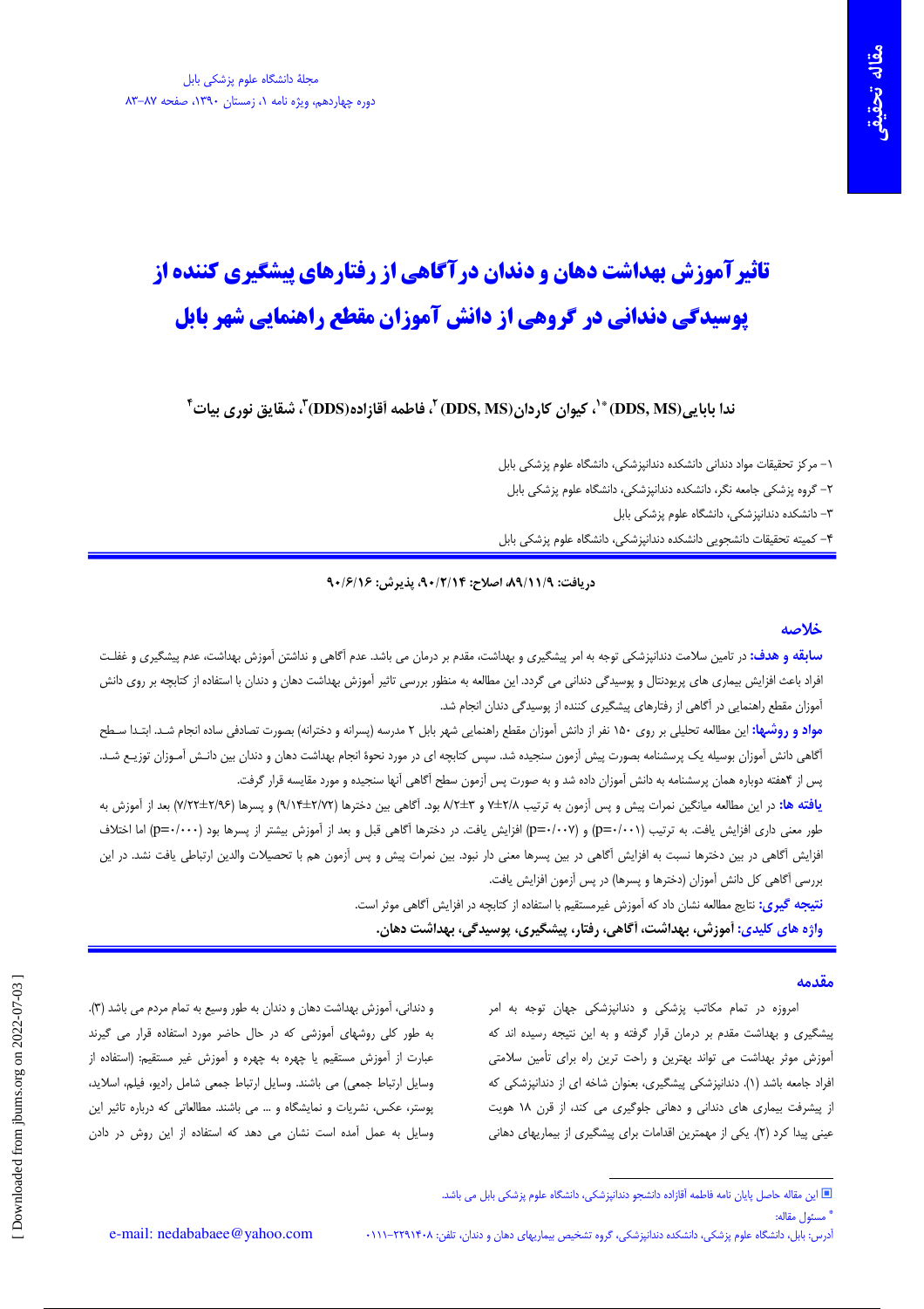# تاثیر آموزش بهداشت دهان و دندان در آگاهی از رفتارهای پیشگیری کننده از پوسیدگی دندانی در گروهی از دانش آموزان مقطع راهنمایی شهر بابل

**ندا بابایی(DDS, MS)[\*1]، کیوان کاردان(DDS, MS)[2]، فاطمه آقازاده(DDS)[3]، شقایق نوری بیات[4]**

۱- مرکز تحقیقات مواد دندانی دانشکده دندانپزشکی، دانشگاه علوم پزشکی بابل

۲- گروه پزشکی جامعه نگر، دانشکده دندانپزشکی، دانشگاه علوم پزشکی بابل

۳- دانشکده دندانپزشکی، دانشگاه علوم پزشکی بابل

۴- کمیته تحقیقات دانشجویی دانشکده دندانپزشکی، دانشگاه علوم پزشکی بابل

**دریافت: ۸۹/۱۱/۹، اصلاح: ۹۰/۲/۱۴، پذیرش: ۹۰/۶/۱۶**

## خلاصه

**سابقه و هدف:** در تامین سلامت دندانپزشکی توجه به امر پیشگیری و بهداشت، مقدم بر درمان می باشد. عدم آگاهی و نداشتن آموزش بهداشت، عدم پیشگیری و غفلت افراد باعث افزایش بیماری های پریودنتال و پوسیدگی دندانی می گردد. این مطالعه به منظور بررسی تاثیر آموزش بهداشت دهان و دندان با استفاده از کتابچه بر روی دانش آموزان مقطع راهنمایی در آگاهی از رفتارهای پیشگیری کننده از پوسیدگی دندان انجام شد.

**مواد و روشها:** این مطالعه تحلیلی بر روی ۱۵۰ نفر از دانش آموزان مقطع راهنمایی شهر بابل ۲ مدرسه (پسرانه و دخترانه) بصورت تصادفی ساده انجام شد. ابتدا سطح آگاهی دانش آموزان بوسیله یک پرسشنامه بصورت پیش آزمون سنجیده شد. سپس کتابچه ای در مورد نحوهٔ انجام بهداشت دهان و دندان بین دانش آموزان توزیع شد. پس از ۴هفته دوباره همان پرسشنامه به دانش آموزان داده شد و به صورت پس آزمون سطح آگاهی آنها سنجیده و مورد مقایسه قرار گرفت.

**یافته ها:** در این مطالعه میانگین نمرات پیش و پس آزمون به ترتیب ۲/۸±۷ و ۳±۸/۲ بود. آگاهی بین دخترها (۲/۷۲±۹/۱۴) و پسرها (۲/۹۶±۷/۲۲) بعد از آموزش به طور معنی داری افزایش یافت. به ترتیب (p=۰/۰۰۱) و (p=۰/۰۰۷) افزایش یافت. در دخترها آگاهی قبل و بعد از آموزش بیشتر از پسرها بود (p=۰/۰۰۰) اما اختلاف افزایش آگاهی در بین دخترها نسبت به افزایش آگاهی در بین پسرها معنی دار نبود. بین نمرات پیش و پس آزمون هم با تحصیلات والدین ارتباطی یافت نشد. در این بررسی آگاهی کل دانش آموزان (دخترها و پسرها) در پس آزمون افزایش یافت.

**نتیجه گیری:** نتایج مطالعه نشان داد که آموزش غیرمستقیم با استفاده از کتابچه در افزایش آگاهی موثر است.

**واژه های کلیدی: آموزش، بهداشت، آگاهی، رفتار، پیشگیری، پوسیدگی، بهداشت دهان.**

## مقدمه

امروزه در تمام مکاتب پزشکی و دندانپزشکی جهان توجه به امر پیشگیری و بهداشت مقدم بر درمان قرار گرفته و به این نتیجه رسیده اند که آموزش موثر بهداشت می تواند بهترین و راحت ترین راه برای تأمین سلامتی افراد جامعه باشد (۱). دندانپزشکی پیشگیری، بعنوان شاخه ای از دندانپزشکی که از پیشرفت بیماری های دندانی و دهانی جلوگیری می کند، از قرن ۱۸ هویت عینی پیدا کرد (۲). یکی از مهمترین اقدامات برای پیشگیری از بیماریهای دهانی و دندانی، آموزش بهداشت دهان و دندان به طور وسیع به تمام مردم می باشد (۳). به طور کلی روشهای آموزشی که در حال حاضر مورد استفاده قرار می گیرند عبارت از آموزش مستقیم یا چهره به چهره و آموزش غیر مستقیم: (استفاده از وسایل ارتباط جمعی) می باشند. وسایل ارتباط جمعی شامل رادیو، فیلم، اسلاید، پوستر، عکس، نشریات و نمایشگاه و ... می باشند. مطالعاتی که درباره تاثیر این وسایل به عمل آمده است نشان می دهد که استفاده از این روش در دادن

---

▣ این مقاله حاصل پایان نامه فاطمه آقازاده دانشجو دندانپزشکی، دانشگاه علوم پزشکی بابل می باشد.

\* مسئول مقاله:

آدرس: بابل، دانشگاه علوم پزشکی، دانشکده دندانپزشکی، گروه تشخیص بیماریهای دهان و دندان، تلفن: ۰۱۱۱-۲۲۹۱۴۰۸

e-mail: nedababaee@yahoo.com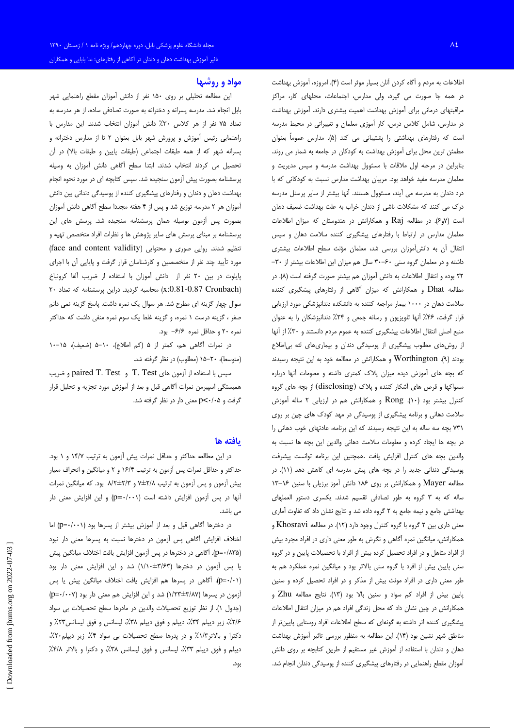اطلاعات به مردم و آگاه کردن آنان بسیار موثر است (۴). امروزه، آموزش بهداشت در همه جا صورت می گیرد، ولی مدارس، اجتماعات، محلهای کار، مراکز مراقبتهای درمانی برای آموزش بهداشت اهمیت بیشتری دارند. آموزش بهداشت در مدارس، شامل کلاس درس، کار آموزی معلمان و تغییراتی در محیط مدرسه است که رفتارهای بهداشتی را پشتیبانی می کند (۵). مدارس عموماً بعنوان مطمئن ترین محل برای آموزش بهداشت به کودکان در جامعه به شمار می روند. بنابراین در مرحله اول ملاقات با مسئوول بهداشت مدرسه و سپس مدیریت و معلمان مدرسه مفید خواهد بود. مربیان بهداشت مدارس نسبت به کودکانی که با درد دندان به مدرسه می آیند، مسئوول هستند. آنها بیشتر از سایر پرسنل مدرسه درک می کنند که مشکلات ناشی از دندان خراب به علت بهداشت ضعیف دهان است (۶و۷). در مطالعه Raj و همکارانش در هندوستان که میزان اطلاعات معلمان مدارس در ارتباط با رفتارهای پیشگیری کننده سلامت دهان و سپس انتقال آن به دانش‌آموزان بررسی شد، معلمان مؤنث سطح اطلاعات بیشتری داشته و در معلمان گروه سنی ۶۰-۳۰ سال هم میزان این اطلاعات بیشتر از ۳۰-۲۲ بوده و انتقال اطلاعات به دانش آموزان هم بیشتر صورت گرفته است (۸). در مطالعه Dhat و همکارانش که میزان آگاهی از رفتارهای پیشگیری کننده سلامت دهان در ۱۰۰۰ بیمار مراجعه کننده به دانشکده دندانپزشکی مورد ارزیابی قرار گرفت، ۴۶٪ آنها تلویزیون و رسانه جمعی و ۲۴٪ دندانپزشکان را به عنوان منبع اصلی انتقال اطلاعات پیشگیری کننده به عموم مردم دانستند و ۳۰٪ از آنها از روش‌های مطلوب پیشگیری از پوسیدگی دندان و بیماری‌های لثه بی‌اطلاع بودند (۹). Worthington و همکارانش در مطالعه خود به این نتیجه رسیدند که بچه های آموزش دیده میزان پلاک کمتری داشته و معلومات آنها درباره مسواکها و قرص های آشکار کننده و پلاک (disclosing) از بچه های گروه کنترل بیشتر بود (۱۰). Rong و همکارانش هم در ارزیابی ۲ ساله آموزش سلامت دهانی و برنامه پیشگیری از پوسیدگی در مهد کودک های چین بر روی ۷۳۱ بچه سه ساله به این نتیجه رسیدند که این برنامه، عادتهای خوب دهانی را در بچه ها ایجاد کرده و معلومات سلامت دهانی والدین این بچه ها نسبت به والدین بچه های کنترل افزایش یافت .همچنین این برنامه توانست پیشرفت پوسیدگی دندانی جدید را در بچه های پیش مدرسه ای کاهش دهد (۱۱). در مطالعه Mayer و همکارانش بر روی ۱۸۶ دانش آموز برزیلی با سنین ۱۶-۱۳ ساله که به ۳ گروه به طور تصادفی تقسیم شدند. یکسری دستور العملهای بهداشتی جامع و نیمه جامع به ۲ گروه داده شد و نتایج نشان داد که تفاوت آماری معنی داری بین ۲ گروه با گروه کنترل وجود دارد (۱۲). در مطالعه Khosravi و همکارانش، میانگین نمره آگاهی و نگرش به طور معنی داری در افراد مجرد بیش از افراد متاهل و در افراد تحصیل کرده بیش از افراد با تحصیلات پایین و در گروه سنی پایین بیش از افرد با گروه سنی بالاتر بود و میانگین نمره عملکرد هم به طور معنی داری در افراد مونث بیش از مذکر و در افراد تحصیل کرده و سنین پایین بیش از افراد کم سواد و سنین بالا بود (۱۳). نتایج مطالعه Zhu و همکارانش در چین نشان داد که محل زندگی افراد هم در میزان انتقال اطلاعات پیشگیری کننده اثر داشته به گونه‌ای که سطح اطلاعات افراد روستایی پایین‌تر از مناطق شهر نشین بود (۱۴). این مطالعه به منظور بررسی تاثیر آموزش بهداشت دهان و دندان با استفاده از آموزش غیر مستقیم از طریق کتابچه بر روی دانش آموزان مقطع راهنمایی در رفتارهای پیشگیری کننده از پوسیدگی دندان انجام شد.

## مواد و روشها

این مطالعه تحلیلی بر روی ۱۵۰ نفر از دانش آموزان مقطع راهنمایی شهر بابل انجام شد. مدرسه پسرانه و دخترانه به صورت تصادفی ساده، از هر مدرسه به تعداد ۷۵ نفر از هر کلاس ۳۰٪ دانش آموزان انتخاب شدند. این مدارس با راهنمایی رئیس آموزش و پرورش شهر بابل بعنوان ۲ تا از مدارس دخترانه و پسرانه شهر که از همه طبقات اجتماعی (طبقات پایین و طبقات بالا) در آن تحصیل می کردند انتخاب شدند. ابتدا سطح آگاهی دانش آموزان به وسیله پرسشنامه بصورت پیش آزمون سنجیده شد. سپس کتابچه ای در مورد نحوه انجام بهداشت دهان و دندان و رفتارهای پیشگیری کننده از پوسیدگی دندانی بین دانش آموزان هر ۲ مدرسه توزیع شد و پس از ۴ هفته مجددا سطح آگاهی دانش آموزان بصورت پس آزمون بوسیله همان پرسشنامه سنجیده شد. پرسش های این پرسشنامه بر مبنای پرسش های سایر پژوهش ها و نظرات افراد متخصص تهیه و تنظیم شدند. روایی صوری و محتوایی (face and content validity) مورد تأیید چند نفر از متخصصین و کارشناسان قرار گرفت و پایایی آن با اجرای پایلوت در بین ۲۰ نفر از دانش آموزان با استفاده از ضریب آلفا کرونباخ (x:0.81-0.87 Cronbach) محاسبه گردید. دراین پرسشنامه که به تعداد ۲۰ سوال چهار گزینه ای مطرح شد. هر سوال یک نمره داشت. پاسخ گزینه نمی دانم صفر ، گزینه درست ۱ نمره، و گزینه غلط یک سوم نمره منفی داشت که حداکثر نمره ۲۰ و حداقل نمره ۶/۶- بود.

در نمرات آگاهی هم، کمتر از ۵ (کم اطلاع)، ۱۰-۵ (ضعیف)، ۱۵-۱۰ (متوسط)، ۲۰-۱۵ (مطلوب) در نظر گرفته شد.

سپس با استفاده از آزمون های T. Test و paired T. Test و ضریب همبستگی اسپیرمن نمرات آگاهی قبل و بعد از آموزش مورد تجزیه و تحلیل قرار گرفت و p<۰/۰۵ معنی دار در نظر گرفته شد.

## یافته ها

در این مطالعه حداکثر و حداقل نمرات پیش آزمون به ترتیب ۱۴/۷ و ۱ بود. حداکثر و حداقل نمرات پس آزمون به ترتیب ۱۶/۴ و ۲ و میانگین و انحراف معیار پیش آزمون و پس آزمون به ترتیب ۲/۸±۷ و ۲/۳±۸/۲ بود. که میانگین نمرات آنها در پس آزمون افزایش داشته است (p=۰/۰۰۱) و این افزایش معنی دار می باشد.

در دخترها آگاهی قبل و بعد از آموزش بیشتر از پسرها بود (p=۰/۰۰۱) اما اختلاف افزایش آگاهی پس آزمون در دخترها نسبت به پسرها معنی دار نبود (p=۰/۸۳۵). آگاهی در دخترها در پس آزمون افزایش یافت اختلاف میانگین پیش یا پس آزمون در دخترها (۱/۱۰±۳/۶۳) شد و این افزایش معنی دار بود (p=۰/۰۱). آگاهی در پسرها هم افزایش یافت اختلاف میانگین پیش یا پس آزمون در پسرها (۱/۲۳±۳/۸۷) شد و این افزایش هم معنی دار بود (p=۰/۰۰۷) (جدول ۱). از نظر توزیع تحصیلات والدین در مادرها سطح تحصیلات بی سواد ۲/۶٪، زیر دیپلم ۳۴٪، دیپلم و فوق دیپلم ۳۸٪، لیسانس و فوق لیسانس۲۳٪ و دکترا و بالاتر۱/۳٪ و در پدرها سطح تحصیلات بی سواد ۴٪، زیر دیپلم۲۰٪، دیپلم و فوق دیپلم ۳۳٪، لیسانس و فوق لیسانس ۳۸٪، و دکترا و بالاتر ۴/۸٪ بود.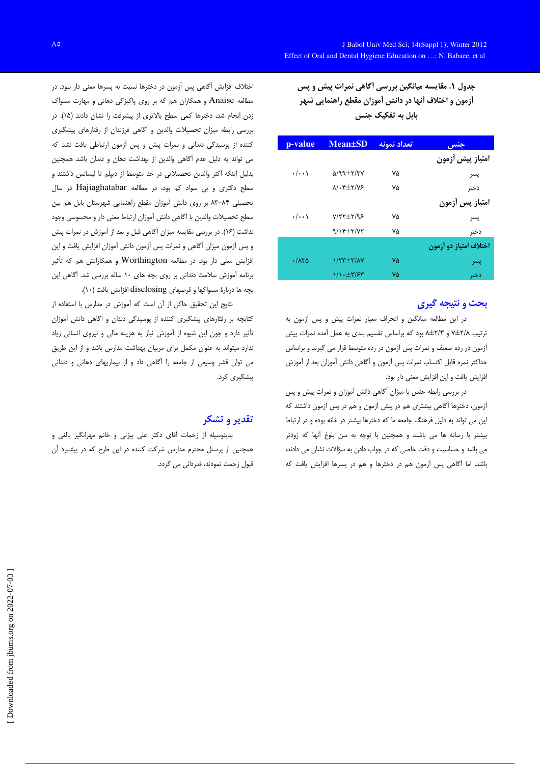**جدول ۱. مقایسه میانگین بررسی آگاهی نمرات پیش و پس آزمون و اختلاف آنها در دانش آموزان مقطع راهنمایی شهر بابل به تفکیک جنس**

| جنس | تعداد نمونه | Mean±SD | p-value |
|---|---|---|---|
| **امتیاز پیش آزمون** | | | |
| پسر | ۷۵ | ۵/۹۹±۲/۳۷ | ۰/۰۰۱ |
| دختر | ۷۵ | ۸/۰۴±۲/۷۶ | |
| **امتیاز پس آزمون** | | | |
| پسر | ۷۵ | ۷/۲۲±۲/۹۶ | ۰/۰۰۱ |
| دختر | ۷۵ | ۹/۱۴±۲/۷۲ | |
| **اختلاف امتیاز دو آزمون** | | | |
| پسر | ۷۵ | ۱/۲۳±۳/۸۷ | ۰/۸۳۵ |
| دختر | ۷۵ | ۱/۱۰±۳/۶۳ | |

## بحث و نتیجه گیری

در این مطالعه میانگین و انحراف معیار نمرات پیش و پس آزمون به ترتیب ۷±۲/۸ و ۸±۲/۳ بود که براساس تقسیم بندی به عمل آمده نمرات پیش آزمون در رده ضعیف و نمرات پس آزمون در رده متوسط قرار می گیرند و براساس حداکثر نمره قابل اکتساب نمرات پس آزمون و آگاهی دانش آموزان بعد از آموزش افزایش یافت و این افزایش معنی دار بود.

در بررسی رابطه جنس با میزان آگاهی دانش آموزان و نمرات پیش و پس آزمون، دخترها آگاهی بیشتری هم در پیش آزمون و هم در پس آزمون داشتند که این می تواند به دلیل فرهنگ جامعه ما که دخترها بیشتر در خانه بوده و در ارتباط بیشتر با رسانه ها می باشند و همچنین با توجه به سن بلوغ آنها که زودتر می باشد و حساسیت و دقت خاصی که در جواب دادن به سؤالات نشان می دادند، باشد. اما آگاهی پس آزمون هم در دخترها و هم در پسرها افزایش یافت که اختلاف افزایش آگاهی پس آزمون در دخترها نسبت به پسرها معنی دار نبود. در مطالعه Anaise و همکاران هم که بر روی پاکیزگی دهانی و مهارت مسواک زدن انجام شد، دخترها کمی سطح بالاتری از پیشرفت را نشان دادند (۱۵). در بررسی رابطه میزان تحصیلات والدین و آگاهی فرزندان از رفتارهای پیشگیری کننده از پوسیدگی دندانی و نمرات پیش و پس آزمون ارتباطی یافت نشد که می تواند به دلیل عدم آگاهی والدین از بهداشت دهان و دندان باشد همچنین بدلیل اینکه اکثر والدین تحصیلاتی در حد متوسط از دیپلم تا لیسانس داشتند و سطح دکتری و بی سواد کم بود، در مطالعه Hajiaghatabar در سال تحصیلی ۸۴-۸۳ بر روی دانش آموزان مقطع راهنمایی شهرستان بابل هم بین سطح تحصیلات والدین با آگاهی دانش آموزان ارتباط معنی دار و محسوسی وجود نداشت (۱۶). در بررسی مقایسه میزان آگاهی قبل و بعد از آموزش در نمرات پیش و پس آزمون میزان آگاهی و نمرات پس آزمون دانش آموزان افزایش یافت و این افزایش معنی دار بود. در مطالعه Worthington و همکارانش هم که تأثیر برنامه آموزش سلامت دندانی بر روی بچه های ۱۰ ساله بررسی شد. آگاهی این بچه ها دربارهٔ مسواکها و قرصهای disclosing افزایش یافت (۱۰).

نتایج این تحقیق حاکی از آن است که آموزش در مدارس با استفاده از کتابچه بر رفتارهای پیشگیری کننده از پوسیدگی دندان و آگاهی دانش آموزان تأثیر دارد و چون این شیوه از آموزش نیاز به هزینه مالی و نیروی انسانی زیاد ندارد میتواند به عنوان مکمل برای مربیان بهداشت مدارس باشد و از این طریق می توان قشر وسیعی از جامعه را آگاهی داد و از بیماریهای دهانی و دندانی پیشگیری کرد.

## تقدیر و تشکر

بدینوسیله از زحمات آقای دکتر علی بیژنی و خانم مهرانگیز بالغی و همچنین از پرسنل محترم مدارس شرکت کننده در این طرح که در پیشبرد آن قبول زحمت نمودند، قدردانی می گردد.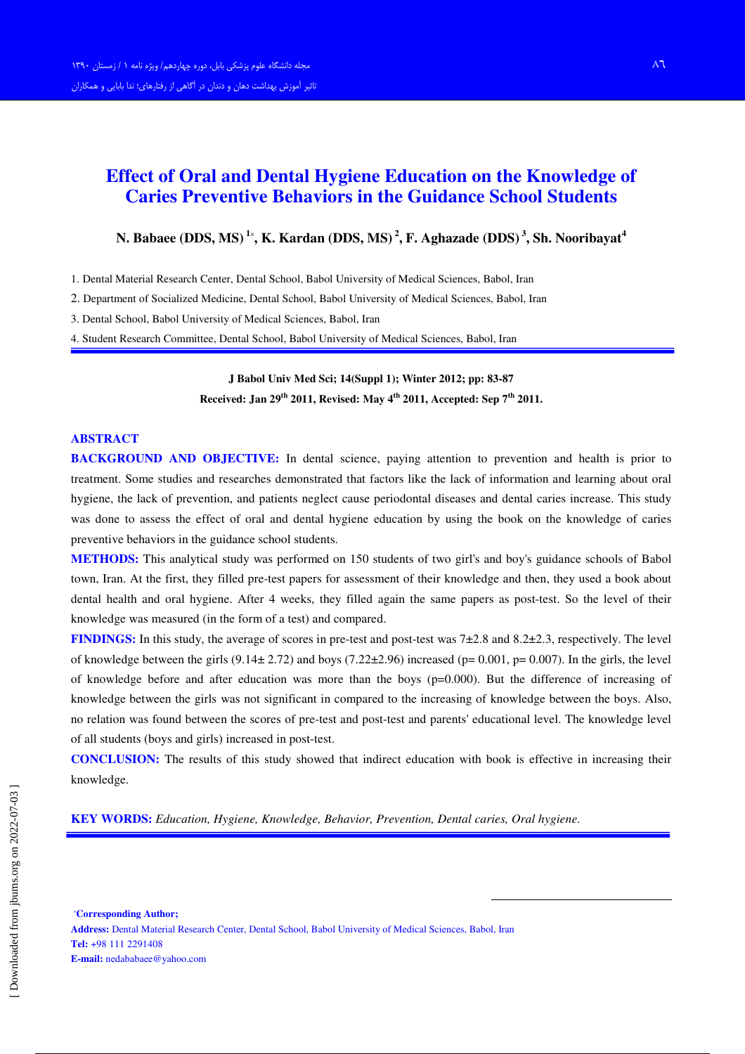# Effect of Oral and Dental Hygiene Education on the Knowledge of Caries Preventive Behaviors in the Guidance School Students

**N. Babaee (DDS, MS) [1*], K. Kardan (DDS, MS) [2], F. Aghazade (DDS) [3], Sh. Nooribayat[4]**

1. Dental Material Research Center, Dental School, Babol University of Medical Sciences, Babol, Iran
2. Department of Socialized Medicine, Dental School, Babol University of Medical Sciences, Babol, Iran
3. Dental School, Babol University of Medical Sciences, Babol, Iran
4. Student Research Committee, Dental School, Babol University of Medical Sciences, Babol, Iran

**J Babol Univ Med Sci; 14(Suppl 1); Winter 2012; pp: 83-87**

**Received: Jan 29th 2011, Revised: May 4th 2011, Accepted: Sep 7th 2011.**

## ABSTRACT

**BACKGROUND AND OBJECTIVE:** In dental science, paying attention to prevention and health is prior to treatment. Some studies and researches demonstrated that factors like the lack of information and learning about oral hygiene, the lack of prevention, and patients neglect cause periodontal diseases and dental caries increase. This study was done to assess the effect of oral and dental hygiene education by using the book on the knowledge of caries preventive behaviors in the guidance school students.

**METHODS:** This analytical study was performed on 150 students of two girl's and boy's guidance schools of Babol town, Iran. At the first, they filled pre-test papers for assessment of their knowledge and then, they used a book about dental health and oral hygiene. After 4 weeks, they filled again the same papers as post-test. So the level of their knowledge was measured (in the form of a test) and compared.

**FINDINGS:** In this study, the average of scores in pre-test and post-test was 7±2.8 and 8.2±2.3, respectively. The level of knowledge between the girls (9.14± 2.72) and boys (7.22±2.96) increased (p= 0.001, p= 0.007). In the girls, the level of knowledge before and after education was more than the boys (p=0.000). But the difference of increasing of knowledge between the girls was not significant in compared to the increasing of knowledge between the boys. Also, no relation was found between the scores of pre-test and post-test and parents' educational level. The knowledge level of all students (boys and girls) increased in post-test.

**CONCLUSION:** The results of this study showed that indirect education with book is effective in increasing their knowledge.

**KEY WORDS:** *Education, Hygiene, Knowledge, Behavior, Prevention, Dental caries, Oral hygiene.*

*Corresponding Author;

**Address:** Dental Material Research Center, Dental School, Babol University of Medical Sciences, Babol, Iran

**Tel:** +98 111 2291408

**E-mail:** nedababaee@yahoo.com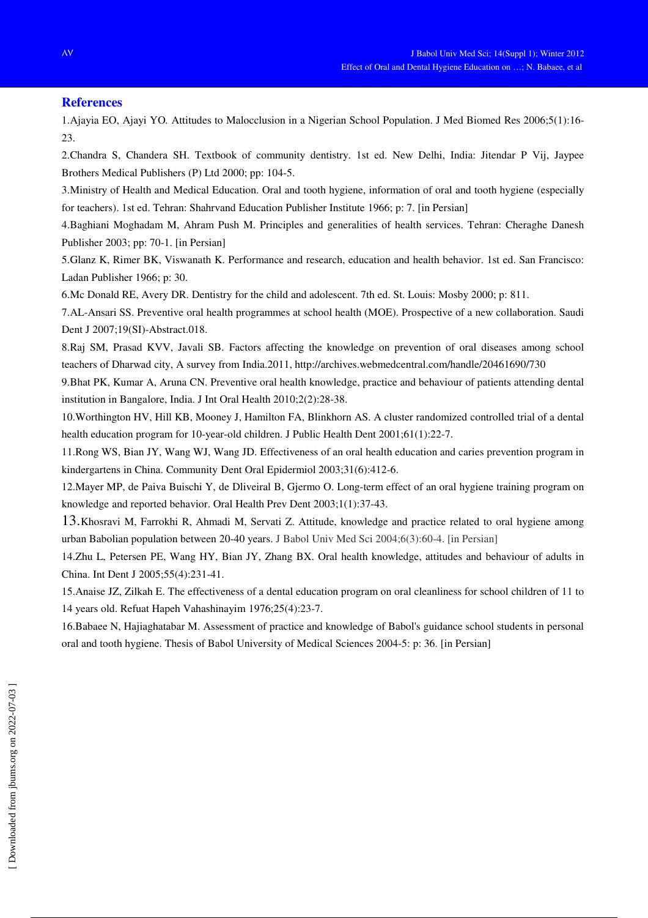## References

1.Ajayia EO, Ajayi YO. Attitudes to Malocclusion in a Nigerian School Population. J Med Biomed Res 2006;5(1):16-23.

2.Chandra S, Chandera SH. Textbook of community dentistry. 1st ed. New Delhi, India: Jitendar P Vij, Jaypee Brothers Medical Publishers (P) Ltd 2000; pp: 104-5.

3.Ministry of Health and Medical Education. Oral and tooth hygiene, information of oral and tooth hygiene (especially for teachers). 1st ed. Tehran: Shahrvand Education Publisher Institute 1966; p: 7. [in Persian]

4.Baghiani Moghadam M, Ahram Push M. Principles and generalities of health services. Tehran: Cheraghe Danesh Publisher 2003; pp: 70-1. [in Persian]

5.Glanz K, Rimer BK, Viswanath K. Performance and research, education and health behavior. 1st ed. San Francisco: Ladan Publisher 1966; p: 30.

6.Mc Donald RE, Avery DR. Dentistry for the child and adolescent. 7th ed. St. Louis: Mosby 2000; p: 811.

7.AL-Ansari SS. Preventive oral health programmes at school health (MOE). Prospective of a new collaboration. Saudi Dent J 2007;19(SI)-Abstract.018.

8.Raj SM, Prasad KVV, Javali SB. Factors affecting the knowledge on prevention of oral diseases among school teachers of Dharwad city, A survey from India.2011, http://archives.webmedcentral.com/handle/20461690/730

9.Bhat PK, Kumar A, Aruna CN. Preventive oral health knowledge, practice and behaviour of patients attending dental institution in Bangalore, India. J Int Oral Health 2010;2(2):28-38.

10.Worthington HV, Hill KB, Mooney J, Hamilton FA, Blinkhorn AS. A cluster randomized controlled trial of a dental health education program for 10-year-old children. J Public Health Dent 2001;61(1):22-7.

11.Rong WS, Bian JY, Wang WJ, Wang JD. Effectiveness of an oral health education and caries prevention program in kindergartens in China. Community Dent Oral Epidermiol 2003;31(6):412-6.

12.Mayer MP, de Paiva Buischi Y, de Dliveiral B, Gjermo O. Long-term effect of an oral hygiene training program on knowledge and reported behavior. Oral Health Prev Dent 2003;1(1):37-43.

13.Khosravi M, Farrokhi R, Ahmadi M, Servati Z. Attitude, knowledge and practice related to oral hygiene among urban Babolian population between 20-40 years. J Babol Univ Med Sci 2004;6(3):60-4. [in Persian]

14.Zhu L, Petersen PE, Wang HY, Bian JY, Zhang BX. Oral health knowledge, attitudes and behaviour of adults in China. Int Dent J 2005;55(4):231-41.

15.Anaise JZ, Zilkah E. The effectiveness of a dental education program on oral cleanliness for school children of 11 to 14 years old. Refuat Hapeh Vahashinayim 1976;25(4):23-7.

16.Babaee N, Hajiaghatabar M. Assessment of practice and knowledge of Babol's guidance school students in personal oral and tooth hygiene. Thesis of Babol University of Medical Sciences 2004-5: p: 36. [in Persian]